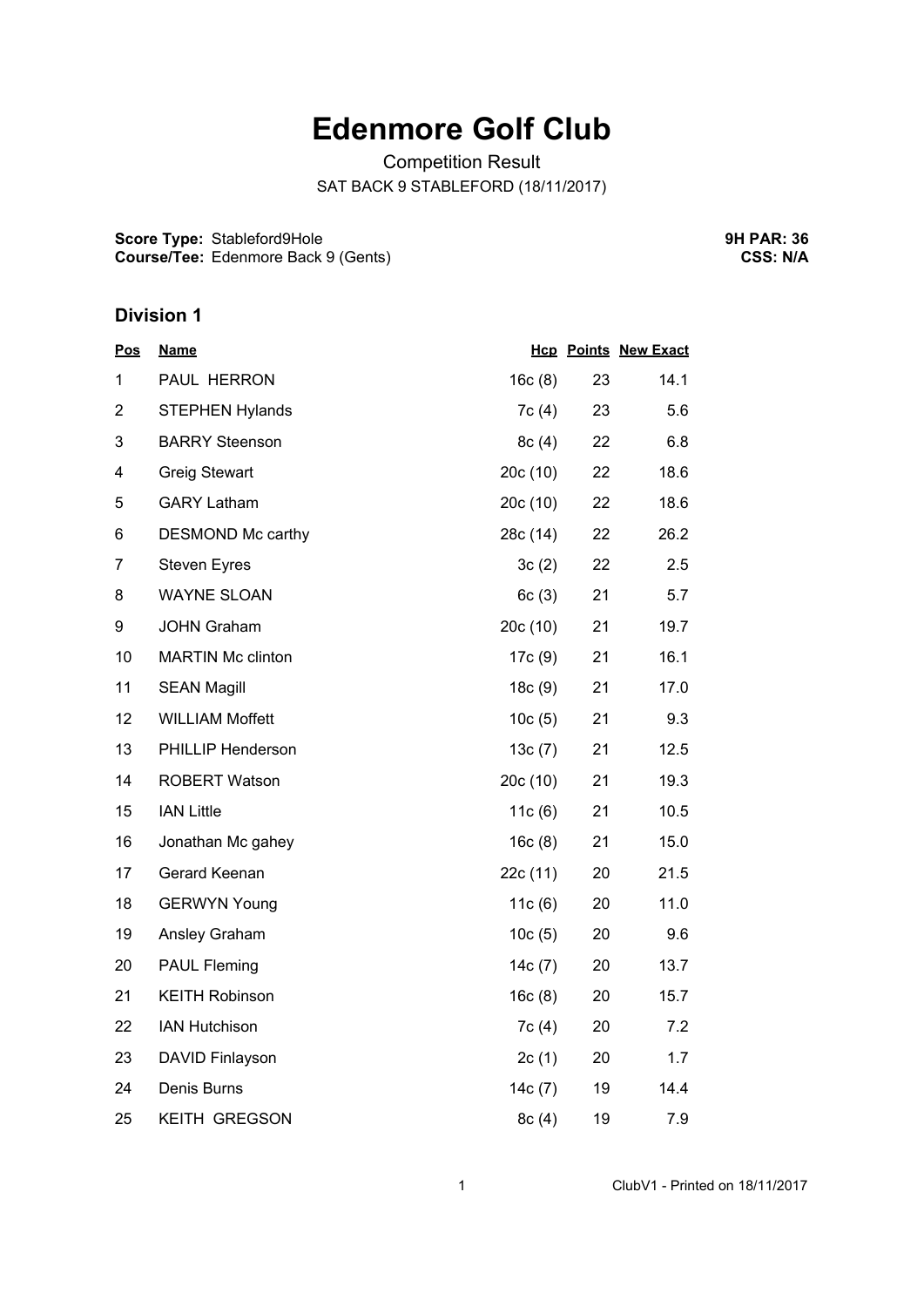# Edenmore Golf Club

Competition Result

SAT BACK 9 STABLEFORD (18/11/2017)

**Score Type:** Stableford9Hole
**Course/Tee:** Edenmore Back 9 (Gents)

**9H PAR: 36**
**CSS: N/A**

## Division 1

| Pos | Name | Hcp | Points | New Exact |
|---|---|---|---|---|
| 1 | PAUL HERRON | 16c (8) | 23 | 14.1 |
| 2 | STEPHEN Hylands | 7c (4) | 23 | 5.6 |
| 3 | BARRY Steenson | 8c (4) | 22 | 6.8 |
| 4 | Greig Stewart | 20c (10) | 22 | 18.6 |
| 5 | GARY Latham | 20c (10) | 22 | 18.6 |
| 6 | DESMOND Mc carthy | 28c (14) | 22 | 26.2 |
| 7 | Steven Eyres | 3c (2) | 22 | 2.5 |
| 8 | WAYNE SLOAN | 6c (3) | 21 | 5.7 |
| 9 | JOHN Graham | 20c (10) | 21 | 19.7 |
| 10 | MARTIN Mc clinton | 17c (9) | 21 | 16.1 |
| 11 | SEAN Magill | 18c (9) | 21 | 17.0 |
| 12 | WILLIAM Moffett | 10c (5) | 21 | 9.3 |
| 13 | PHILLIP Henderson | 13c (7) | 21 | 12.5 |
| 14 | ROBERT Watson | 20c (10) | 21 | 19.3 |
| 15 | IAN Little | 11c (6) | 21 | 10.5 |
| 16 | Jonathan Mc gahey | 16c (8) | 21 | 15.0 |
| 17 | Gerard Keenan | 22c (11) | 20 | 21.5 |
| 18 | GERWYN Young | 11c (6) | 20 | 11.0 |
| 19 | Ansley Graham | 10c (5) | 20 | 9.6 |
| 20 | PAUL Fleming | 14c (7) | 20 | 13.7 |
| 21 | KEITH Robinson | 16c (8) | 20 | 15.7 |
| 22 | IAN Hutchison | 7c (4) | 20 | 7.2 |
| 23 | DAVID Finlayson | 2c (1) | 20 | 1.7 |
| 24 | Denis Burns | 14c (7) | 19 | 14.4 |
| 25 | KEITH GREGSON | 8c (4) | 19 | 7.9 |

ClubV1 - Printed on 18/11/2017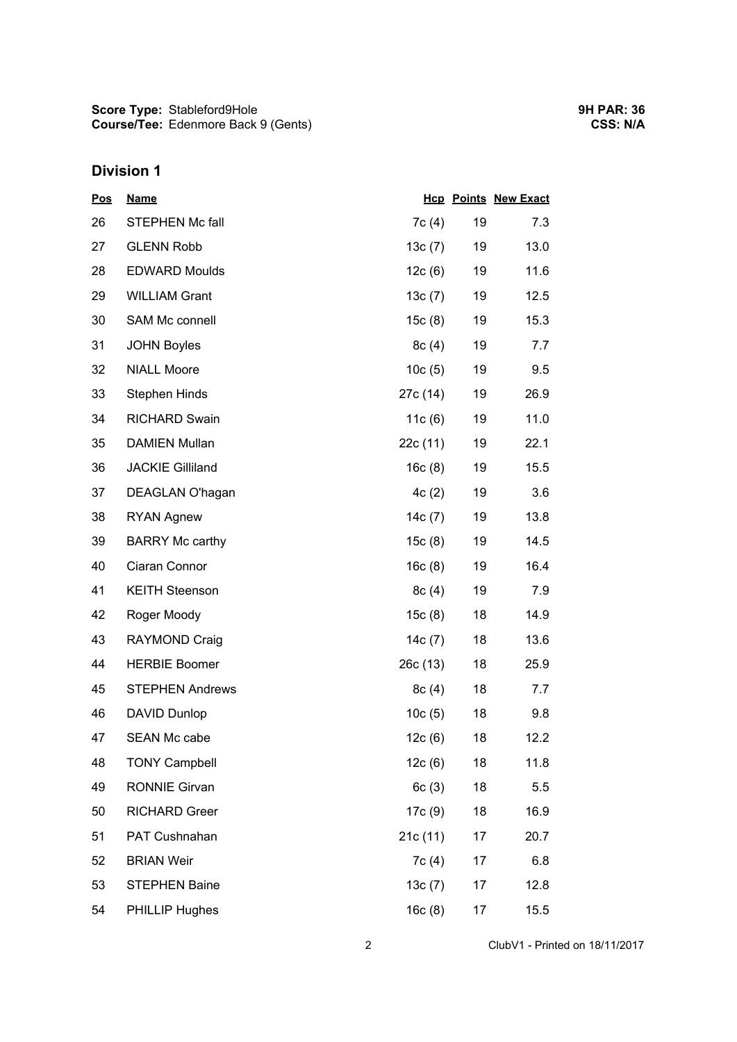**Score Type:** Stableford9Hole
**Course/Tee:** Edenmore Back 9 (Gents)

**9H PAR: 36**
**CSS: N/A**

## Division 1

| Pos | Name | Hcp | Points | New Exact |
|---|---|---|---|---|
| 26 | STEPHEN Mc fall | 7c (4) | 19 | 7.3 |
| 27 | GLENN Robb | 13c (7) | 19 | 13.0 |
| 28 | EDWARD Moulds | 12c (6) | 19 | 11.6 |
| 29 | WILLIAM Grant | 13c (7) | 19 | 12.5 |
| 30 | SAM Mc connell | 15c (8) | 19 | 15.3 |
| 31 | JOHN Boyles | 8c (4) | 19 | 7.7 |
| 32 | NIALL Moore | 10c (5) | 19 | 9.5 |
| 33 | Stephen Hinds | 27c (14) | 19 | 26.9 |
| 34 | RICHARD Swain | 11c (6) | 19 | 11.0 |
| 35 | DAMIEN Mullan | 22c (11) | 19 | 22.1 |
| 36 | JACKIE Gilliland | 16c (8) | 19 | 15.5 |
| 37 | DEAGLAN O'hagan | 4c (2) | 19 | 3.6 |
| 38 | RYAN Agnew | 14c (7) | 19 | 13.8 |
| 39 | BARRY Mc carthy | 15c (8) | 19 | 14.5 |
| 40 | Ciaran Connor | 16c (8) | 19 | 16.4 |
| 41 | KEITH Steenson | 8c (4) | 19 | 7.9 |
| 42 | Roger Moody | 15c (8) | 18 | 14.9 |
| 43 | RAYMOND Craig | 14c (7) | 18 | 13.6 |
| 44 | HERBIE Boomer | 26c (13) | 18 | 25.9 |
| 45 | STEPHEN Andrews | 8c (4) | 18 | 7.7 |
| 46 | DAVID Dunlop | 10c (5) | 18 | 9.8 |
| 47 | SEAN Mc cabe | 12c (6) | 18 | 12.2 |
| 48 | TONY Campbell | 12c (6) | 18 | 11.8 |
| 49 | RONNIE Girvan | 6c (3) | 18 | 5.5 |
| 50 | RICHARD Greer | 17c (9) | 18 | 16.9 |
| 51 | PAT Cushnahan | 21c (11) | 17 | 20.7 |
| 52 | BRIAN Weir | 7c (4) | 17 | 6.8 |
| 53 | STEPHEN Baine | 13c (7) | 17 | 12.8 |
| 54 | PHILLIP Hughes | 16c (8) | 17 | 15.5 |

ClubV1 - Printed on 18/11/2017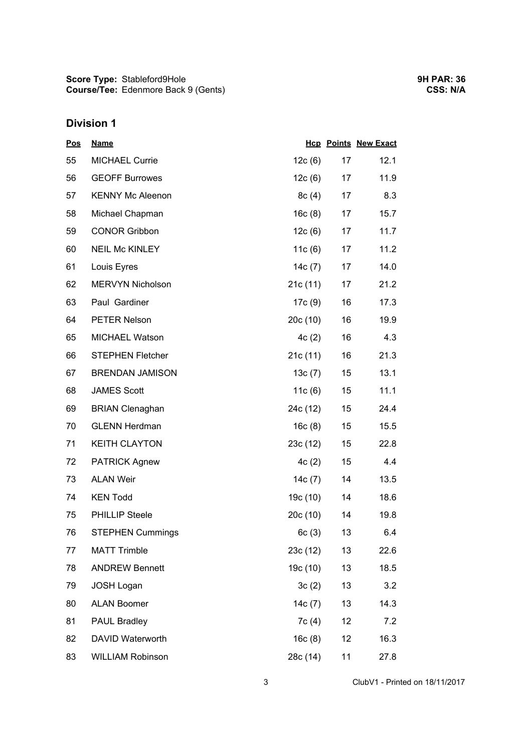**Score Type:** Stableford9Hole
**Course/Tee:** Edenmore Back 9 (Gents)

**9H PAR: 36**
**CSS: N/A**

## Division 1

| Pos | Name | Hcp | Points | New Exact |
|---|---|---|---|---|
| 55 | MICHAEL Currie | 12c (6) | 17 | 12.1 |
| 56 | GEOFF Burrowes | 12c (6) | 17 | 11.9 |
| 57 | KENNY Mc Aleenon | 8c (4) | 17 | 8.3 |
| 58 | Michael Chapman | 16c (8) | 17 | 15.7 |
| 59 | CONOR Gribbon | 12c (6) | 17 | 11.7 |
| 60 | NEIL Mc KINLEY | 11c (6) | 17 | 11.2 |
| 61 | Louis Eyres | 14c (7) | 17 | 14.0 |
| 62 | MERVYN Nicholson | 21c (11) | 17 | 21.2 |
| 63 | Paul Gardiner | 17c (9) | 16 | 17.3 |
| 64 | PETER Nelson | 20c (10) | 16 | 19.9 |
| 65 | MICHAEL Watson | 4c (2) | 16 | 4.3 |
| 66 | STEPHEN Fletcher | 21c (11) | 16 | 21.3 |
| 67 | BRENDAN JAMISON | 13c (7) | 15 | 13.1 |
| 68 | JAMES Scott | 11c (6) | 15 | 11.1 |
| 69 | BRIAN Clenaghan | 24c (12) | 15 | 24.4 |
| 70 | GLENN Herdman | 16c (8) | 15 | 15.5 |
| 71 | KEITH CLAYTON | 23c (12) | 15 | 22.8 |
| 72 | PATRICK Agnew | 4c (2) | 15 | 4.4 |
| 73 | ALAN Weir | 14c (7) | 14 | 13.5 |
| 74 | KEN Todd | 19c (10) | 14 | 18.6 |
| 75 | PHILLIP Steele | 20c (10) | 14 | 19.8 |
| 76 | STEPHEN Cummings | 6c (3) | 13 | 6.4 |
| 77 | MATT Trimble | 23c (12) | 13 | 22.6 |
| 78 | ANDREW Bennett | 19c (10) | 13 | 18.5 |
| 79 | JOSH Logan | 3c (2) | 13 | 3.2 |
| 80 | ALAN Boomer | 14c (7) | 13 | 14.3 |
| 81 | PAUL Bradley | 7c (4) | 12 | 7.2 |
| 82 | DAVID Waterworth | 16c (8) | 12 | 16.3 |
| 83 | WILLIAM Robinson | 28c (14) | 11 | 27.8 |

ClubV1 - Printed on 18/11/2017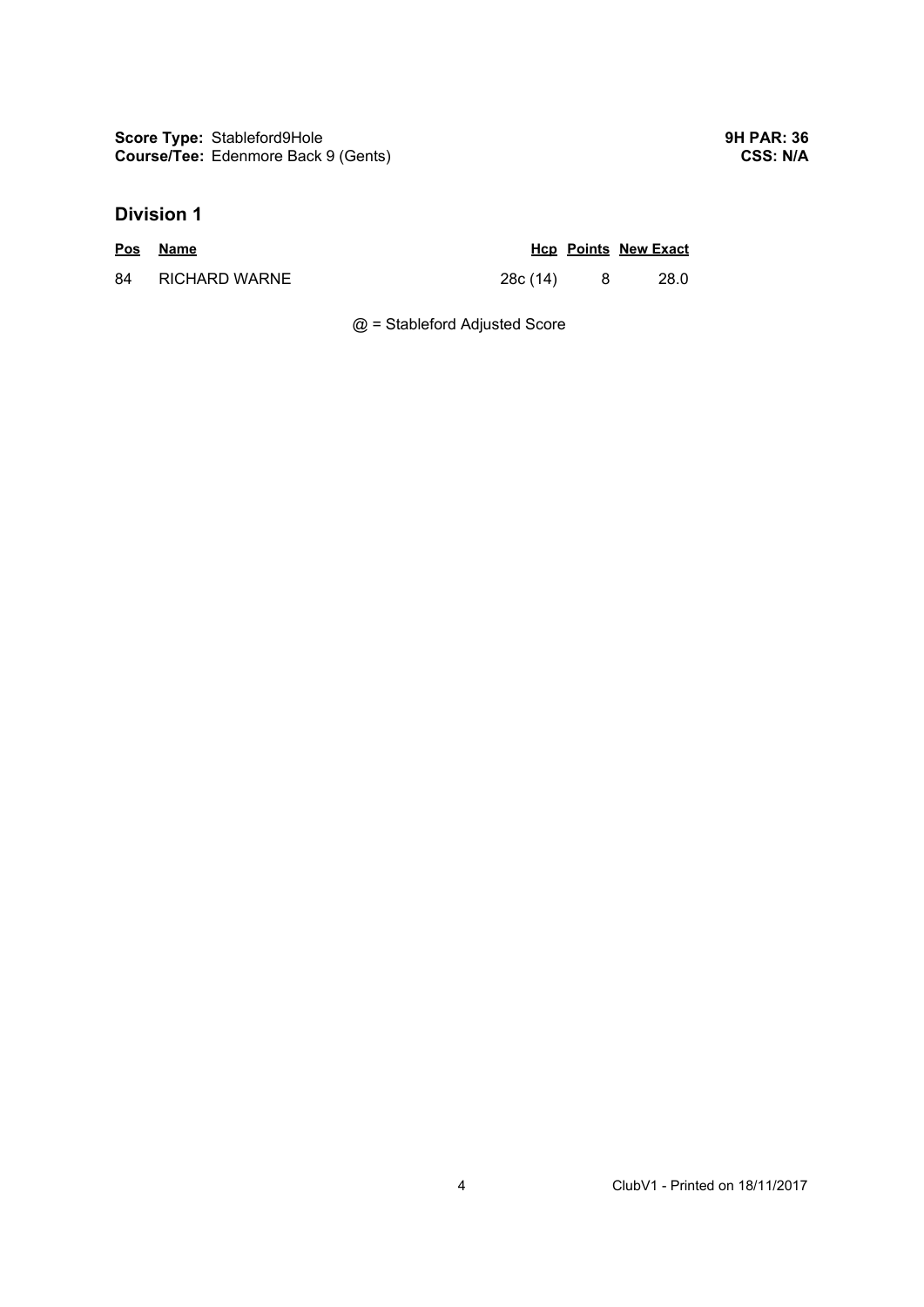**Score Type:** Stableford9Hole
**Course/Tee:** Edenmore Back 9 (Gents)

**9H PAR: 36**
**CSS: N/A**

## Division 1

| Pos | Name | Hcp | Points | New Exact |
| --- | --- | --- | --- | --- |
| 84 | RICHARD WARNE | 28c (14) | 8 | 28.0 |

@ = Stableford Adjusted Score

ClubV1 - Printed on 18/11/2017